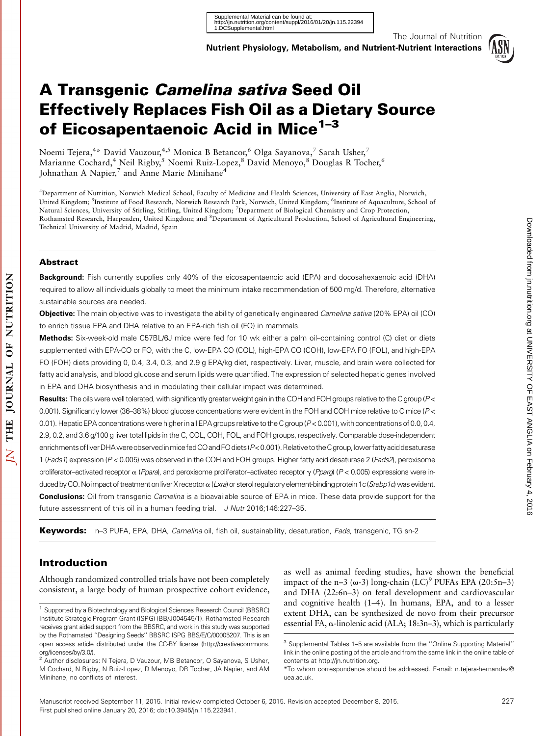# A Transgenic *Camelina sativa* Seed Oil Effectively Replaces Fish Oil as a Dietary Source of Eicosapentaenoic Acid in Mice[1–3]

Noemi Tejera,[4]* David Vauzour,[4,5] Monica B Betancor,[6] Olga Sayanova,[7] Sarah Usher,[7] Marianne Cochard,[4] Neil Rigby,[5] Noemi Ruiz-Lopez,[8] David Menoyo,[8] Douglas R Tocher,[6] Johnathan A Napier,[7] and Anne Marie Minihane[4]

[4]Department of Nutrition, Norwich Medical School, Faculty of Medicine and Health Sciences, University of East Anglia, Norwich, United Kingdom; [5]Institute of Food Research, Norwich Research Park, Norwich, United Kingdom; [6]Institute of Aquaculture, School of Natural Sciences, University of Stirling, Stirling, United Kingdom; [7]Department of Biological Chemistry and Crop Protection, Rothamsted Research, Harpenden, United Kingdom; and [8]Department of Agricultural Production, School of Agricultural Engineering, Technical University of Madrid, Madrid, Spain

## Abstract

**Background:** Fish currently supplies only 40% of the eicosapentaenoic acid (EPA) and docosahexaenoic acid (DHA) required to allow all individuals globally to meet the minimum intake recommendation of 500 mg/d. Therefore, alternative sustainable sources are needed.

**Objective:** The main objective was to investigate the ability of genetically engineered *Camelina sativa* (20% EPA) oil (CO) to enrich tissue EPA and DHA relative to an EPA-rich fish oil (FO) in mammals.

**Methods:** Six-week-old male C57BL/6J mice were fed for 10 wk either a palm oil–containing control (C) diet or diets supplemented with EPA-CO or FO, with the C, low-EPA CO (COL), high-EPA CO (COH), low-EPA FO (FOL), and high-EPA FO (FOH) diets providing 0, 0.4, 3.4, 0.3, and 2.9 g EPA/kg diet, respectively. Liver, muscle, and brain were collected for fatty acid analysis, and blood glucose and serum lipids were quantified. The expression of selected hepatic genes involved in EPA and DHA biosynthesis and in modulating their cellular impact was determined.

**Results:** The oils were well tolerated, with significantly greater weight gain in the COH and FOH groups relative to the C group ($P < 0.001$). Significantly lower (36–38%) blood glucose concentrations were evident in the FOH and COH mice relative to C mice ($P < 0.01$). Hepatic EPA concentrations were higher in all EPA groups relative to the C group ($P < 0.001$), with concentrations of 0.0, 0.4, 2.9, 0.2, and 3.6 g/100 g liver total lipids in the C, COL, COH, FOL, and FOH groups, respectively. Comparable dose-independent enrichments of liver DHA were observed in mice fed CO and FO diets ($P < 0.001$). Relative to the C group, lower fatty acid desaturase 1 (*Fads1*) expression ($P < 0.005$) was observed in the COH and FOH groups. Higher fatty acid desaturase 2 (*Fads2*), peroxisome proliferator–activated receptor α (*Ppara*), and peroxisome proliferator–activated receptor γ (*Pparg*) ($P < 0.005$) expressions were induced by CO. No impact of treatment on liver X receptor α (*Lxra*) or sterol regulatory element-binding protein 1c (*Srebp1c*) was evident.

**Conclusions:** Oil from transgenic *Camelina* is a bioavailable source of EPA in mice. These data provide support for the future assessment of this oil in a human feeding trial. J Nutr 2016;146:227–35.

**Keywords:** n–3 PUFA, EPA, DHA, *Camelina* oil, fish oil, sustainability, desaturation, *Fads*, transgenic, TG sn-2

## Introduction

Although randomized controlled trials have not been completely consistent, a large body of human prospective cohort evidence, as well as animal feeding studies, have shown the beneficial impact of the n–3 (ω-3) long-chain (LC)[9] PUFAs EPA (20:5n–3) and DHA (22:6n–3) on fetal development and cardiovascular and cognitive health (1–4). In humans, EPA, and to a lesser extent DHA, can be synthesized de novo from their precursor essential FA, α-linolenic acid (ALA; 18:3n–3), which is particularly

[1] Supported by a Biotechnology and Biological Sciences Research Council (BBSRC) Institute Strategic Program Grant (ISPG) (BB/J004545/1). Rothamsted Research receives grant aided support from the BBSRC, and work in this study was supported by the Rothamsted "Designing Seeds" BBSRC ISPG BBS/E/C/00005207. This is an open access article distributed under the CC-BY license (http://creativecommons.org/licenses/by/3.0/).

[2] Author disclosures: N Tejera, D Vauzour, MB Betancor, O Sayanova, S Usher, M Cochard, N Rigby, N Ruiz-Lopez, D Menoyo, DR Tocher, JA Napier, and AM Minihane, no conflicts of interest.

[3] Supplemental Tables 1–5 are available from the "Online Supporting Material" link in the online posting of the article and from the same link in the online table of contents at http://jn.nutrition.org.

*To whom correspondence should be addressed. E-mail: n.tejera-hernandez@uea.ac.uk.

Manuscript received September 11, 2015. Initial review completed October 6, 2015. Revision accepted December 8, 2015.
First published online January 20, 2016; doi:10.3945/jn.115.223941.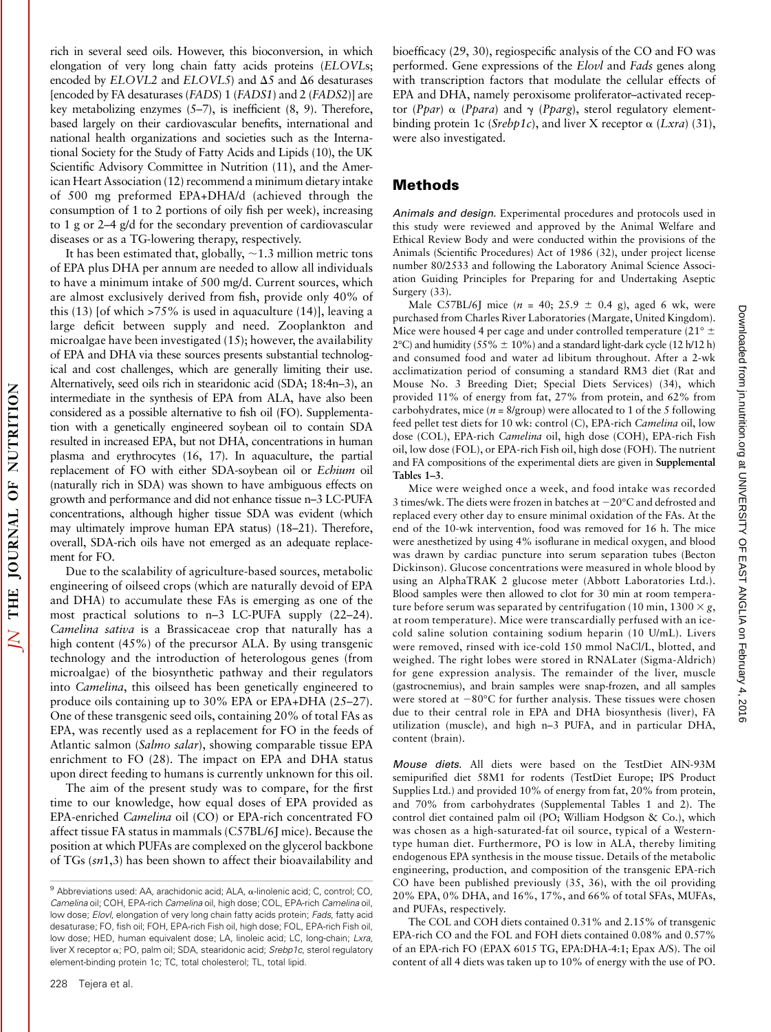rich in several seed oils. However, this bioconversion, in which elongation of very long chain fatty acids proteins (*ELOVLs*; encoded by *ELOVL2* and *ELOVL5*) and Δ5 and Δ6 desaturases [encoded by FA desaturases (*FADS*) 1 (*FADS1*) and 2 (*FADS2*)] are key metabolizing enzymes (5–7), is inefficient (8, 9). Therefore, based largely on their cardiovascular benefits, international and national health organizations and societies such as the International Society for the Study of Fatty Acids and Lipids (10), the UK Scientific Advisory Committee in Nutrition (11), and the American Heart Association (12) recommend a minimum dietary intake of 500 mg preformed EPA+DHA/d (achieved through the consumption of 1 to 2 portions of oily fish per week), increasing to 1 g or 2–4 g/d for the secondary prevention of cardiovascular diseases or as a TG-lowering therapy, respectively.

It has been estimated that, globally, ~1.3 million metric tons of EPA plus DHA per annum are needed to allow all individuals to have a minimum intake of 500 mg/d. Current sources, which are almost exclusively derived from fish, provide only 40% of this (13) [of which >75% is used in aquaculture (14)], leaving a large deficit between supply and need. Zooplankton and microalgae have been investigated (15); however, the availability of EPA and DHA via these sources presents substantial technological and cost challenges, which are generally limiting their use. Alternatively, seed oils rich in stearidonic acid (SDA; 18:4n–3), an intermediate in the synthesis of EPA from ALA, have also been considered as a possible alternative to fish oil (FO). Supplementation with a genetically engineered soybean oil to contain SDA resulted in increased EPA, but not DHA, concentrations in human plasma and erythrocytes (16, 17). In aquaculture, the partial replacement of FO with either SDA-soybean oil or *Echium* oil (naturally rich in SDA) was shown to have ambiguous effects on growth and performance and did not enhance tissue n–3 LC-PUFA concentrations, although higher tissue SDA was evident (which may ultimately improve human EPA status) (18–21). Therefore, overall, SDA-rich oils have not emerged as an adequate replacement for FO.

Due to the scalability of agriculture-based sources, metabolic engineering of oilseed crops (which are naturally devoid of EPA and DHA) to accumulate these FAs is emerging as one of the most practical solutions to n–3 LC-PUFA supply (22–24). *Camelina sativa* is a Brassicaceae crop that naturally has a high content (45%) of the precursor ALA. By using transgenic technology and the introduction of heterologous genes (from microalgae) of the biosynthetic pathway and their regulators into *Camelina*, this oilseed has been genetically engineered to produce oils containing up to 30% EPA or EPA+DHA (25–27). One of these transgenic seed oils, containing 20% of total FAs as EPA, was recently used as a replacement for FO in the feeds of Atlantic salmon (*Salmo salar*), showing comparable tissue EPA enrichment to FO (28). The impact on EPA and DHA status upon direct feeding to humans is currently unknown for this oil.

The aim of the present study was to compare, for the first time to our knowledge, how equal doses of EPA provided as EPA-enriched *Camelina* oil (CO) or EPA-rich concentrated FO affect tissue FA status in mammals (C57BL/6J mice). Because the position at which PUFAs are complexed on the glycerol backbone of TGs (*sn*1,3) has been shown to affect their bioavailability and bioefficacy (29, 30), regiospecific analysis of the CO and FO was performed. Gene expressions of the *Elovl* and *Fads* genes along with transcription factors that modulate the cellular effects of EPA and DHA, namely peroxisome proliferator–activated receptor (*Ppar*) α (*Ppara*) and γ (*Pparg*), sterol regulatory element-binding protein 1c (*Srebp1c*), and liver X receptor α (*Lxra*) (31), were also investigated.

## Methods

*Animals and design.* Experimental procedures and protocols used in this study were reviewed and approved by the Animal Welfare and Ethical Review Body and were conducted within the provisions of the Animals (Scientific Procedures) Act of 1986 (32), under project license number 80/2533 and following the Laboratory Animal Science Association Guiding Principles for Preparing for and Undertaking Aseptic Surgery (33).

Male C57BL/6J mice ($n$ = 40; 25.9 ± 0.4 g), aged 6 wk, were purchased from Charles River Laboratories (Margate, United Kingdom). Mice were housed 4 per cage and under controlled temperature (21° ± 2°C) and humidity (55% ± 10%) and a standard light-dark cycle (12 h/12 h) and consumed food and water ad libitum throughout. After a 2-wk acclimatization period of consuming a standard RM3 diet (Rat and Mouse No. 3 Breeding Diet; Special Diets Services) (34), which provided 11% of energy from fat, 27% from protein, and 62% from carbohydrates, mice ($n$ = 8/group) were allocated to 1 of the 5 following feed pellet test diets for 10 wk: control (C), EPA-rich *Camelina* oil, low dose (COL), EPA-rich *Camelina* oil, high dose (COH), EPA-rich Fish oil, low dose (FOL), or EPA-rich Fish oil, high dose (FOH). The nutrient and FA compositions of the experimental diets are given in **Supplemental Tables 1–3**.

Mice were weighed once a week, and food intake was recorded 3 times/wk. The diets were frozen in batches at −20°C and defrosted and replaced every other day to ensure minimal oxidation of the FAs. At the end of the 10-wk intervention, food was removed for 16 h. The mice were anesthetized by using 4% isoflurane in medical oxygen, and blood was drawn by cardiac puncture into serum separation tubes (Becton Dickinson). Glucose concentrations were measured in whole blood by using an AlphaTRAK 2 glucose meter (Abbott Laboratories Ltd.). Blood samples were then allowed to clot for 30 min at room temperature before serum was separated by centrifugation (10 min, 1300 × $g$, at room temperature). Mice were transcardially perfused with an ice-cold saline solution containing sodium heparin (10 U/mL). Livers were removed, rinsed with ice-cold 150 mmol NaCl/L, blotted, and weighed. The right lobes were stored in RNALater (Sigma-Aldrich) for gene expression analysis. The remainder of the liver, muscle (gastrocnemius), and brain samples were snap-frozen, and all samples were stored at −80°C for further analysis. These tissues were chosen due to their central role in EPA and DHA biosynthesis (liver), FA utilization (muscle), and high n–3 PUFA, and in particular DHA, content (brain).

*Mouse diets.* All diets were based on the TestDiet AIN-93M semipurified diet 58M1 for rodents (TestDiet Europe; IPS Product Supplies Ltd.) and provided 10% of energy from fat, 20% from protein, and 70% from carbohydrates (Supplemental Tables 1 and 2). The control diet contained palm oil (PO; William Hodgson & Co.), which was chosen as a high-saturated-fat oil source, typical of a Western-type human diet. Furthermore, PO is low in ALA, thereby limiting endogenous EPA synthesis in the mouse tissue. Details of the metabolic engineering, production, and composition of the transgenic EPA-rich CO have been published previously (35, 36), with the oil providing 20% EPA, 0% DHA, and 16%, 17%, and 66% of total SFAs, MUFAs, and PUFAs, respectively.

The COL and COH diets contained 0.31% and 2.15% of transgenic EPA-rich CO and the FOL and FOH diets contained 0.08% and 0.57% of an EPA-rich FO (EPAX 6015 TG, EPA:DHA-4:1; Epax A/S). The oil content of all 4 diets was taken up to 10% of energy with the use of PO.

[9] Abbreviations used: AA, arachidonic acid; ALA, α-linolenic acid; C, control; CO, *Camelina* oil; COH, EPA-rich *Camelina* oil, high dose; COL, EPA-rich *Camelina* oil, low dose; *Elovl*, elongation of very long chain fatty acids protein; *Fads*, fatty acid desaturase; FO, fish oil; FOH, EPA-rich Fish oil, high dose; FOL, EPA-rich Fish oil, low dose; HED, human equivalent dose; LA, linoleic acid; LC, long-chain; *Lxra*, liver X receptor α; PO, palm oil; SDA, stearidonic acid; *Srebp1c*, sterol regulatory element-binding protein 1c; TC, total cholesterol; TL, total lipid.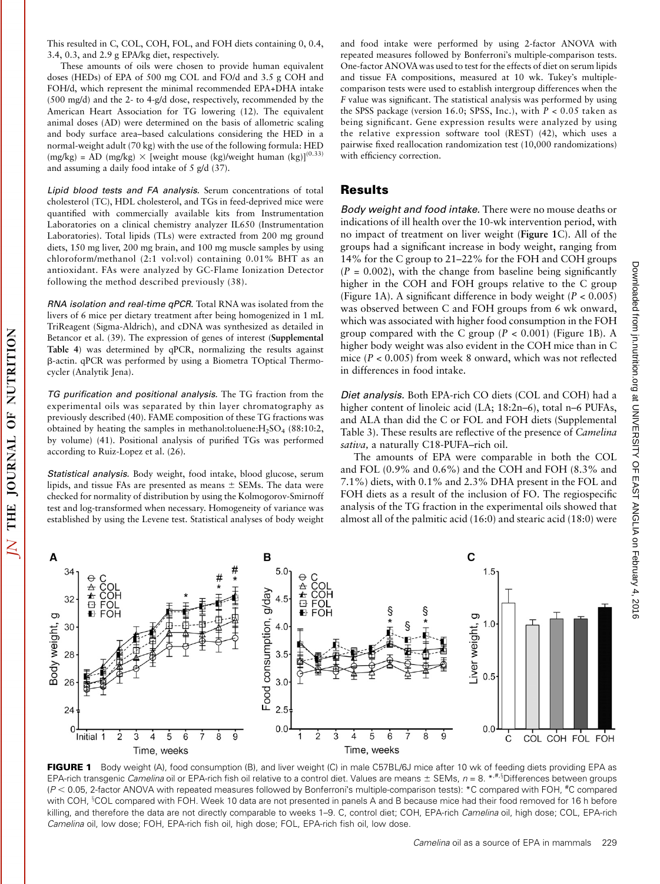This resulted in C, COL, COH, FOL, and FOH diets containing 0, 0.4, 3.4, 0.3, and 2.9 g EPA/kg diet, respectively.

These amounts of oils were chosen to provide human equivalent doses (HEDs) of EPA of 500 mg COL and FO/d and 3.5 g COH and FOH/d, which represent the minimal recommended EPA+DHA intake (500 mg/d) and the 2- to 4-g/d dose, respectively, recommended by the American Heart Association for TG lowering (12). The equivalent animal doses (AD) were determined on the basis of allometric scaling and body surface area–based calculations considering the HED in a normal-weight adult (70 kg) with the use of the following formula: HED (mg/kg) = AD (mg/kg) × [weight mouse (kg)/weight human (kg)]$^{(0.33)}$ and assuming a daily food intake of 5 g/d (37).

*Lipid blood tests and FA analysis.* Serum concentrations of total cholesterol (TC), HDL cholesterol, and TGs in feed-deprived mice were quantified with commercially available kits from Instrumentation Laboratories on a clinical chemistry analyzer IL650 (Instrumentation Laboratories). Total lipids (TLs) were extracted from 200 mg ground diets, 150 mg liver, 200 mg brain, and 100 mg muscle samples by using chloroform/methanol (2:1 vol:vol) containing 0.01% BHT as an antioxidant. FAs were analyzed by GC-Flame Ionization Detector following the method described previously (38).

*RNA isolation and real-time qPCR.* Total RNA was isolated from the livers of 6 mice per dietary treatment after being homogenized in 1 mL TriReagent (Sigma-Aldrich), and cDNA was synthesized as detailed in Betancor et al. (39). The expression of genes of interest (**Supplemental Table 4**) was determined by qPCR, normalizing the results against β-actin. qPCR was performed by using a Biometra TOptical Thermocycler (Analytik Jena).

*TG purification and positional analysis.* The TG fraction from the experimental oils was separated by thin layer chromatography as previously described (40). FAME composition of these TG fractions was obtained by heating the samples in methanol:toluene:$H_2SO_4$ (88:10:2, by volume) (41). Positional analysis of purified TGs was performed according to Ruiz-Lopez et al. (26).

*Statistical analysis.* Body weight, food intake, blood glucose, serum lipids, and tissue FAs are presented as means ± SEMs. The data were checked for normality of distribution by using the Kolmogorov-Smirnoff test and log-transformed when necessary. Homogeneity of variance was established by using the Levene test. Statistical analyses of body weight and food intake were performed by using 2-factor ANOVA with repeated measures followed by Bonferroni's multiple-comparison tests. One-factor ANOVA was used to test for the effects of diet on serum lipids and tissue FA compositions, measured at 10 wk. Tukey's multiple-comparison tests were used to establish intergroup differences when the $F$ value was significant. The statistical analysis was performed by using the SPSS package (version 16.0; SPSS, Inc.), with $P < 0.05$ taken as being significant. Gene expression results were analyzed by using the relative expression software tool (REST) (42), which uses a pairwise fixed reallocation randomization test (10,000 randomizations) with efficiency correction.

## Results

*Body weight and food intake.* There were no mouse deaths or indications of ill health over the 10-wk intervention period, with no impact of treatment on liver weight (**Figure 1**C). All of the groups had a significant increase in body weight, ranging from 14% for the C group to 21–22% for the FOH and COH groups ($P$ = 0.002), with the change from baseline being significantly higher in the COH and FOH groups relative to the C group (Figure 1A). A significant difference in body weight ($P < 0.005$) was observed between C and FOH groups from 6 wk onward, which was associated with higher food consumption in the FOH group compared with the C group ($P < 0.001$) (Figure 1B). A higher body weight was also evident in the COH mice than in C mice ($P < 0.005$) from week 8 onward, which was not reflected in differences in food intake.

*Diet analysis.* Both EPA-rich CO diets (COL and COH) had a higher content of linoleic acid (LA; 18:2n–6), total n–6 PUFAs, and ALA than did the C or FOL and FOH diets (Supplemental Table 3). These results are reflective of the presence of *Camelina sativa,* a naturally C18-PUFA–rich oil.

The amounts of EPA were comparable in both the COL and FOL (0.9% and 0.6%) and the COH and FOH (8.3% and 7.1%) diets, with 0.1% and 2.3% DHA present in the FOL and FOH diets as a result of the inclusion of FO. The regiospecific analysis of the TG fraction in the experimental oils showed that almost all of the palmitic acid (16:0) and stearic acid (18:0) were

**FIGURE 1** Body weight (A), food consumption (B), and liver weight (C) in male C57BL/6J mice after 10 wk of feeding diets providing EPA as EPA-rich transgenic *Camelina* oil or EPA-rich fish oil relative to a control diet. Values are means ± SEMs, $n$ = 8. *,#,§Differences between groups ($P < 0.05$, 2-factor ANOVA with repeated measures followed by Bonferroni's multiple-comparison tests): *C compared with FOH, #C compared with COH, §COL compared with FOH. Week 10 data are not presented in panels A and B because mice had their food removed for 16 h before killing, and therefore the data are not directly comparable to weeks 1–9. C, control diet; COH, EPA-rich *Camelina* oil, high dose; COL, EPA-rich *Camelina* oil, low dose; FOH, EPA-rich fish oil, high dose; FOL, EPA-rich fish oil, low dose.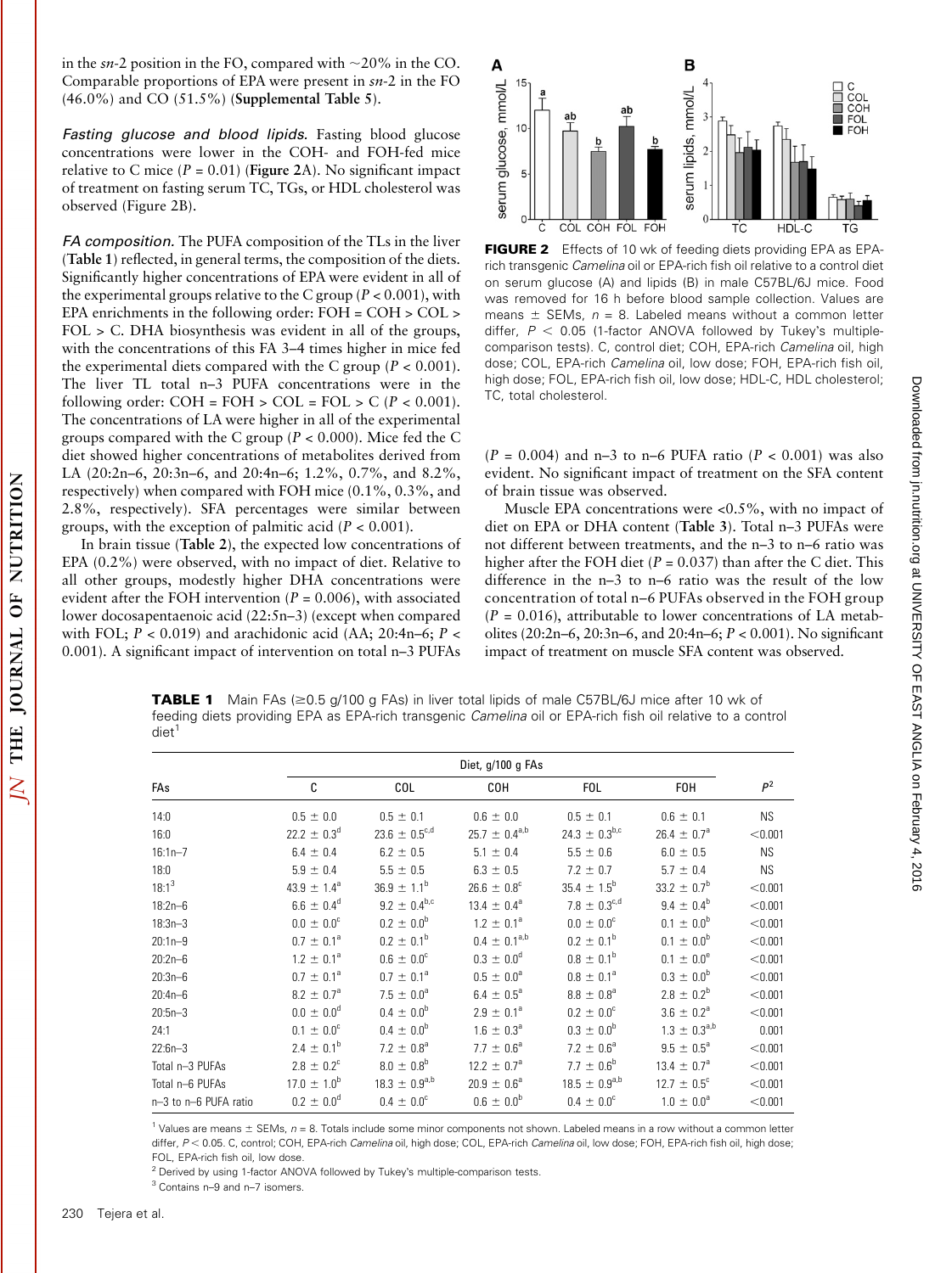in the *sn*-2 position in the FO, compared with ~20% in the CO. Comparable proportions of EPA were present in *sn*-2 in the FO (46.0%) and CO (51.5%) (**Supplemental Table 5**).

*Fasting glucose and blood lipids.* Fasting blood glucose concentrations were lower in the COH- and FOH-fed mice relative to C mice ($P = 0.01$) (**Figure 2**A). No significant impact of treatment on fasting serum TC, TGs, or HDL cholesterol was observed (Figure 2B).

*FA composition.* The PUFA composition of the TLs in the liver (**Table 1**) reflected, in general terms, the composition of the diets. Significantly higher concentrations of EPA were evident in all of the experimental groups relative to the C group ($P < 0.001$), with EPA enrichments in the following order: FOH = COH > COL > FOL > C. DHA biosynthesis was evident in all of the groups, with the concentrations of this FA 3–4 times higher in mice fed the experimental diets compared with the C group ($P < 0.001$). The liver TL total n–3 PUFA concentrations were in the following order: COH = FOH > COL = FOL > C ($P < 0.001$). The concentrations of LA were higher in all of the experimental groups compared with the C group ($P < 0.000$). Mice fed the C diet showed higher concentrations of metabolites derived from LA (20:2n–6, 20:3n–6, and 20:4n–6; 1.2%, 0.7%, and 8.2%, respectively) when compared with FOH mice (0.1%, 0.3%, and 2.8%, respectively). SFA percentages were similar between groups, with the exception of palmitic acid ($P < 0.001$).

In brain tissue (**Table 2**), the expected low concentrations of EPA (0.2%) were observed, with no impact of diet. Relative to all other groups, modestly higher DHA concentrations were evident after the FOH intervention ($P = 0.006$), with associated lower docosapentaenoic acid (22:5n–3) (except when compared with FOL; $P < 0.019$) and arachidonic acid (AA; 20:4n–6; $P < 0.001$). A significant impact of intervention on total n–3 PUFAs

**FIGURE 2** Effects of 10 wk of feeding diets providing EPA as EPA-rich transgenic *Camelina* oil or EPA-rich fish oil relative to a control diet on serum glucose (A) and lipids (B) in male C57BL/6J mice. Food was removed for 16 h before blood sample collection. Values are means ± SEMs, $n = 8$. Labeled means without a common letter differ, $P < 0.05$ (1-factor ANOVA followed by Tukey's multiple-comparison tests). C, control diet; COH, EPA-rich *Camelina* oil, high dose; COL, EPA-rich *Camelina* oil, low dose; FOH, EPA-rich fish oil, high dose; FOL, EPA-rich fish oil, low dose; HDL-C, HDL cholesterol; TC, total cholesterol.

($P = 0.004$) and n–3 to n–6 PUFA ratio ($P < 0.001$) was also evident. No significant impact of treatment on the SFA content of brain tissue was observed.

Muscle EPA concentrations were <0.5%, with no impact of diet on EPA or DHA content (**Table 3**). Total n–3 PUFAs were not different between treatments, and the n–3 to n–6 ratio was higher after the FOH diet ($P = 0.037$) than after the C diet. This difference in the n–3 to n–6 ratio was the result of the low concentration of total n–6 PUFAs observed in the FOH group ($P = 0.016$), attributable to lower concentrations of LA metabolites (20:2n–6, 20:3n–6, and 20:4n–6; $P < 0.001$). No significant impact of treatment on muscle SFA content was observed.

**TABLE 1** Main FAs (≥0.5 g/100 g FAs) in liver total lipids of male C57BL/6J mice after 10 wk of feeding diets providing EPA as EPA-rich transgenic *Camelina* oil or EPA-rich fish oil relative to a control diet[1]

| | Diet, g/100 g FAs | | | | | |
|---|---|---|---|---|---|---|
| FAs | C | COL | COH | FOL | FOH | P[2] |
| 14:0 | 0.5 ± 0.0 | 0.5 ± 0.1 | 0.6 ± 0.0 | 0.5 ± 0.1 | 0.6 ± 0.1 | NS |
| 16:0 | 22.2 ± 0.3[d] | 23.6 ± 0.5[c,d] | 25.7 ± 0.4[a,b] | 24.3 ± 0.3[b,c] | 26.4 ± 0.7[a] | <0.001 |
| 16:1n–7 | 6.4 ± 0.4 | 6.2 ± 0.5 | 5.1 ± 0.4 | 5.5 ± 0.6 | 6.0 ± 0.5 | NS |
| 18:0 | 5.9 ± 0.4 | 5.5 ± 0.5 | 6.3 ± 0.5 | 7.2 ± 0.7 | 5.7 ± 0.4 | NS |
| 18:1[3] | 43.9 ± 1.4[a] | 36.9 ± 1.1[b] | 26.6 ± 0.8[c] | 35.4 ± 1.5[b] | 33.2 ± 0.7[b] | <0.001 |
| 18:2n–6 | 6.6 ± 0.4[d] | 9.2 ± 0.4[b,c] | 13.4 ± 0.4[a] | 7.8 ± 0.3[c,d] | 9.4 ± 0.4[b] | <0.001 |
| 18:3n–3 | 0.0 ± 0.0[c] | 0.2 ± 0.0[b] | 1.2 ± 0.1[a] | 0.0 ± 0.0[c] | 0.1 ± 0.0[b] | <0.001 |
| 20:1n–9 | 0.7 ± 0.1[a] | 0.2 ± 0.1[b] | 0.4 ± 0.1[a,b] | 0.2 ± 0.1[b] | 0.1 ± 0.0[b] | <0.001 |
| 20:2n–6 | 1.2 ± 0.1[a] | 0.6 ± 0.0[c] | 0.3 ± 0.0[d] | 0.8 ± 0.1[b] | 0.1 ± 0.0[e] | <0.001 |
| 20:3n–6 | 0.7 ± 0.1[a] | 0.7 ± 0.1[a] | 0.5 ± 0.0[a] | 0.8 ± 0.1[a] | 0.3 ± 0.0[b] | <0.001 |
| 20:4n–6 | 8.2 ± 0.7[a] | 7.5 ± 0.0[a] | 6.4 ± 0.5[a] | 8.8 ± 0.8[a] | 2.8 ± 0.2[b] | <0.001 |
| 20:5n–3 | 0.0 ± 0.0[d] | 0.4 ± 0.0[b] | 2.9 ± 0.1[a] | 0.2 ± 0.0[c] | 3.6 ± 0.2[a] | <0.001 |
| 24:1 | 0.1 ± 0.0[c] | 0.4 ± 0.0[b] | 1.6 ± 0.3[a] | 0.3 ± 0.0[b] | 1.3 ± 0.3[a,b] | 0.001 |
| 22:6n–3 | 2.4 ± 0.1[b] | 7.2 ± 0.8[a] | 7.7 ± 0.6[a] | 7.2 ± 0.6[a] | 9.5 ± 0.5[a] | <0.001 |
| Total n–3 PUFAs | 2.8 ± 0.2[c] | 8.0 ± 0.8[b] | 12.2 ± 0.7[a] | 7.7 ± 0.6[b] | 13.4 ± 0.7[a] | <0.001 |
| Total n–6 PUFAs | 17.0 ± 1.0[b] | 18.3 ± 0.9[a,b] | 20.9 ± 0.6[a] | 18.5 ± 0.9[a,b] | 12.7 ± 0.5[c] | <0.001 |
| n–3 to n–6 PUFA ratio | 0.2 ± 0.0[d] | 0.4 ± 0.0[c] | 0.6 ± 0.0[b] | 0.4 ± 0.0[c] | 1.0 ± 0.0[a] | <0.001 |

[1] Values are means ± SEMs, $n = 8$. Totals include some minor components not shown. Labeled means in a row without a common letter differ, $P < 0.05$. C, control; COH, EPA-rich *Camelina* oil, high dose; COL, EPA-rich *Camelina* oil, low dose; FOH, EPA-rich fish oil, high dose; FOL, EPA-rich fish oil, low dose.

[2] Derived by using 1-factor ANOVA followed by Tukey's multiple-comparison tests.

[3] Contains n–9 and n–7 isomers.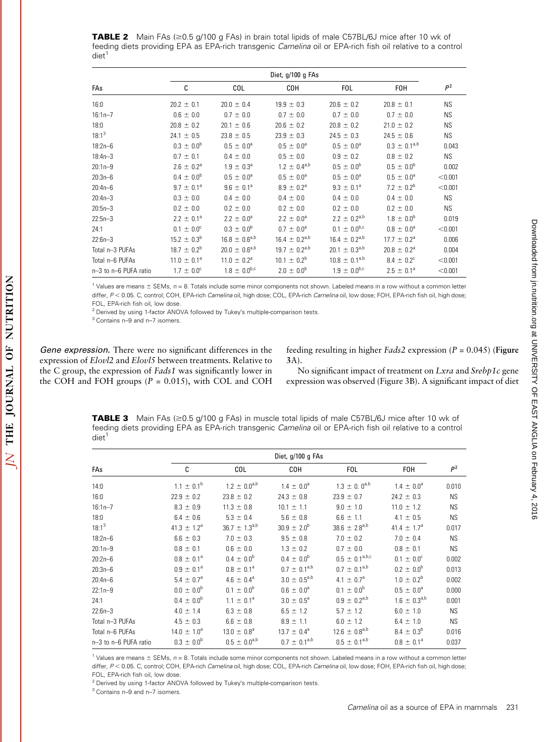**TABLE 2** Main FAs (≥0.5 g/100 g FAs) in brain total lipids of male C57BL/6J mice after 10 wk of feeding diets providing EPA as EPA-rich transgenic *Camelina* oil or EPA-rich fish oil relative to a control diet[1]

| FAs | Diet, g/100 g FAs | | | | | $P^2$ |
|---|---|---|---|---|---|---|
| | C | COL | COH | FOL | FOH | |
| 16:0 | 20.2 ± 0.1 | 20.0 ± 0.4 | 19.9 ± 0.3 | 20.6 ± 0.2 | 20.8 ± 0.1 | NS |
| 16:1n–7 | 0.6 ± 0.0 | 0.7 ± 0.0 | 0.7 ± 0.0 | 0.7 ± 0.0 | 0.7 ± 0.0 | NS |
| 18:0 | 20.8 ± 0.2 | 20.1 ± 0.6 | 20.6 ± 0.2 | 20.8 ± 0.2 | 21.0 ± 0.2 | NS |
| 18:1[3] | 24.1 ± 0.5 | 23.8 ± 0.5 | 23.9 ± 0.3 | 24.5 ± 0.3 | 24.5 ± 0.6 | NS |
| 18:2n–6 | 0.3 ± 0.0[b] | 0.5 ± 0.0[a] | 0.5 ± 0.0[a] | 0.5 ± 0.0[a] | 0.3 ± 0.1[a,b] | 0.043 |
| 18:4n–3 | 0.7 ± 0.1 | 0.4 ± 0.0 | 0.5 ± 0.0 | 0.9 ± 0.2 | 0.8 ± 0.2 | NS |
| 20:1n–9 | 2.6 ± 0.2[a] | 1.9 ± 0.3[a] | 1.2 ± 0.4[a,b] | 0.5 ± 0.0[b] | 0.5 ± 0.0[b] | 0.002 |
| 20:3n–6 | 0.4 ± 0.0[b] | 0.5 ± 0.0[a] | 0.5 ± 0.0[a] | 0.5 ± 0.0[a] | 0.5 ± 0.0[a] | <0.001 |
| 20:4n–6 | 9.7 ± 0.1[a] | 9.6 ± 0.1[a] | 8.9 ± 0.2[a] | 9.3 ± 0.1[a] | 7.2 ± 0.2[b] | <0.001 |
| 20:4n–3 | 0.3 ± 0.0 | 0.4 ± 0.0 | 0.4 ± 0.0 | 0.4 ± 0.0 | 0.4 ± 0.0 | NS |
| 20:5n–3 | 0.2 ± 0.0 | 0.2 ± 0.0 | 0.2 ± 0.0 | 0.2 ± 0.0 | 0.2 ± 0.0 | NS |
| 22:5n–3 | 2.2 ± 0.1[a] | 2.2 ± 0.0[a] | 2.2 ± 0.0[a] | 2.2 ± 0.2[a,b] | 1.8 ± 0.0[b] | 0.019 |
| 24:1 | 0.1 ± 0.0[c] | 0.3 ± 0.0[b] | 0.7 ± 0.0[a] | 0.1 ± 0.0[b,c] | 0.8 ± 0.0[a] | <0.001 |
| 22:6n–3 | 15.2 ± 0.3[b] | 16.8 ± 0.6[a,b] | 16.4 ± 0.2[a,b] | 16.4 ± 0.2[a,b] | 17.7 ± 0.2[a] | 0.006 |
| Total n–3 PUFAs | 18.7 ± 0.2[b] | 20.0 ± 0.6[a,b] | 19.7 ± 0.2[a,b] | 20.1 ± 0.3[a,b] | 20.8 ± 0.2[a] | 0.004 |
| Total n–6 PUFAs | 11.0 ± 0.1[a] | 11.0 ± 0.2[a] | 10.1 ± 0.2[b] | 10.8 ± 0.1[a,b] | 8.4 ± 0.2[c] | <0.001 |
| n–3 to n–6 PUFA ratio | 1.7 ± 0.0[c] | 1.8 ± 0.0[b,c] | 2.0 ± 0.0[b] | 1.9 ± 0.0[b,c] | 2.5 ± 0.1[a] | <0.001 |

[1] Values are means ± SEMs, $n = 8$. Totals include some minor components not shown. Labeled means in a row without a common letter differ, $P < 0.05$. C, control; COH, EPA-rich *Camelina* oil, high dose; COL, EPA-rich *Camelina* oil, low dose; FOH, EPA-rich fish oil, high dose; FOL, EPA-rich fish oil, low dose.
[2] Derived by using 1-factor ANOVA followed by Tukey's multiple-comparison tests.
[3] Contains n–9 and n–7 isomers.

*Gene expression.* There were no significant differences in the expression of *Elovl2* and *Elovl5* between treatments. Relative to the C group, the expression of *Fads1* was significantly lower in the COH and FOH groups ($P = 0.015$), with COL and COH feeding resulting in higher *Fads2* expression ($P = 0.045$) (**Figure 3A**).

No significant impact of treatment on *Lxra* and *Srebp1c* gene expression was observed (Figure 3B). A significant impact of diet

**TABLE 3** Main FAs (≥0.5 g/100 g FAs) in muscle total lipids of male C57BL/6J mice after 10 wk of feeding diets providing EPA as EPA-rich transgenic *Camelina* oil or EPA-rich fish oil relative to a control diet[1]

| FAs | Diet, g/100 g FAs | | | | | $P^2$ |
|---|---|---|---|---|---|---|
| | C | COL | COH | FOL | FOH | |
| 14:0 | 1.1 ± 0.1[b] | 1.2 ± 0.0[a,b] | 1.4 ± 0.0[a] | 1.3 ± 0. 0[a,b] | 1.4 ± 0.0[a] | 0.010 |
| 16:0 | 22.9 ± 0.2 | 23.8 ± 0.2 | 24.3 ± 0.8 | 23.9 ± 0.7 | 24.2 ± 0.3 | NS |
| 16:1n–7 | 8.3 ± 0.9 | 11.3 ± 0.8 | 10.1 ± 1.1 | 9.0 ± 1.0 | 11.0 ± 1.2 | NS |
| 18:0 | 6.4 ± 0.6 | 5.3 ± 0.4 | 5.6 ± 0.8 | 6.6 ± 1.1 | 4.1 ± 0.5 | NS |
| 18:1[3] | 41.3 ± 1.2[a] | 36.7 ± 1.3[a,b] | 30.9 ± 2.0[b] | 38.6 ± 2.8[a,b] | 41.4 ± 1.7[a] | 0.017 |
| 18:2n–6 | 6.6 ± 0.3 | 7.0 ± 0.3 | 9.5 ± 0.8 | 7.0 ± 0.2 | 7.0 ± 0.4 | NS |
| 20:1n–9 | 0.8 ± 0.1 | 0.6 ± 0.0 | 1.3 ± 0.2 | 0.7 ± 0.0 | 0.8 ± 0.1 | NS |
| 20:2n–6 | 0.8 ± 0.1[a] | 0.4 ± 0.0[b] | 0.4 ± 0.0[b] | 0.5 ± 0.1[a,b,c] | 0.1 ± 0.0[c] | 0.002 |
| 20:3n–6 | 0.9 ± 0.1[a] | 0.8 ± 0.1[a] | 0.7 ± 0.1[a,b] | 0.7 ± 0.1[a,b] | 0.2 ± 0.0[b] | 0.013 |
| 20:4n–6 | 5.4 ± 0.7[a] | 4.6 ± 0.4[a] | 3.0 ± 0.5[a,b] | 4.1 ± 0.7[a] | 1.0 ± 0.2[b] | 0.002 |
| 22:1n–9 | 0.0 ± 0.0[b] | 0.1 ± 0.0[b] | 0.6 ± 0.0[a] | 0.1 ± 0.0[b] | 0.5 ± 0.0[a] | 0.000 |
| 24:1 | 0.4 ± 0.0[b] | 1.1 ± 0.1[a] | 3.0 ± 0.5[a] | 0.9 ± 0.2[a,b] | 1.6 ± 0.3[a,b] | 0.001 |
| 22:6n–3 | 4.0 ± 1.4 | 6.3 ± 0.8 | 6.5 ± 1.2 | 5.7 ± 1.2 | 6.0 ± 1.0 | NS |
| Total n–3 PUFAs | 4.5 ± 0.3 | 6.6 ± 0.8 | 8.9 ± 1.1 | 6.0 ± 1.2 | 6.4 ± 1.0 | NS |
| Total n–6 PUFAs | 14.0 ± 1.0[a] | 13.0 ± 0.8[a] | 13.7 ± 0.4[a] | 12.6 ± 0.8[a,b] | 8.4 ± 0.3[b] | 0.016 |
| n–3 to n–6 PUFA ratio | 0.3 ± 0.0[b] | 0.5 ± 0.0[a,b] | 0.7 ± 0.1[a,b] | 0.5 ± 0.1[a,b] | 0.8 ± 0.1[a] | 0.037 |

[1] Values are means ± SEMs, $n = 8$. Totals include some minor components not shown. Labeled means in a row without a common letter differ, $P < 0.05$. C, control; COH, EPA-rich *Camelina* oil, high dose; COL, EPA-rich *Camelina* oil, low dose; FOH, EPA-rich fish oil, high dose; FOL, EPA-rich fish oil, low dose.
[2] Derived by using 1-factor ANOVA followed by Tukey's multiple-comparison tests.
[3] Contains n–9 and n–7 isomers.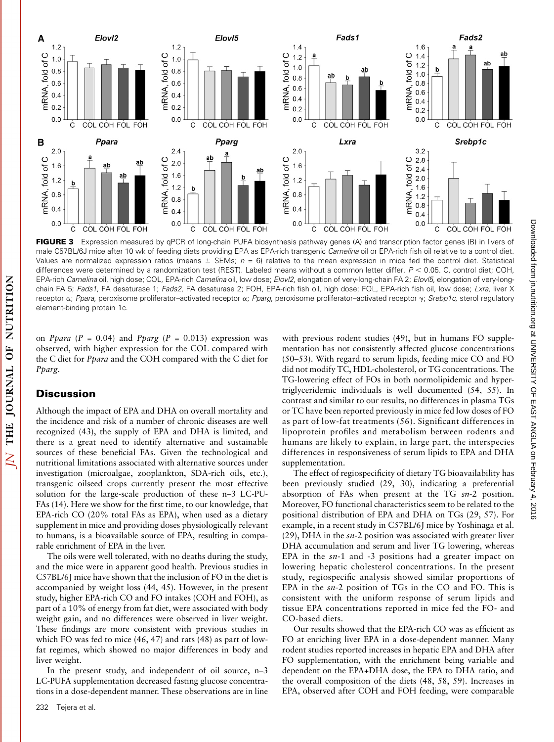**FIGURE 3** Expression measured by qPCR of long-chain PUFA biosynthesis pathway genes (A) and transcription factor genes (B) in livers of male C57BL/6J mice after 10 wk of feeding diets providing EPA as EPA-rich transgenic *Camelina* oil or EPA-rich fish oil relative to a control diet. Values are normalized expression ratios (means ± SEMs; $n = 6$) relative to the mean expression in mice fed the control diet. Statistical differences were determined by a randomization test (REST). Labeled means without a common letter differ, $P < 0.05$. C, control diet; COH, EPA-rich *Camelina* oil, high dose; COL, EPA-rich *Camelina* oil, low dose; *Elovl2*, elongation of very-long-chain FA 2; *Elovl5*, elongation of very-long-chain FA 5; *Fads1*, FA desaturase 1; *Fads2*, FA desaturase 2; FOH, EPA-rich fish oil, high dose; FOL, EPA-rich fish oil, low dose; *Lxra*, liver X receptor α; *Ppara*, peroxisome proliferator–activated receptor α; *Pparg*, peroxisome proliferator–activated receptor γ; *Srebp1c*, sterol regulatory element-binding protein 1c.

on *Ppara* ($P = 0.04$) and *Pparg* ($P = 0.013$) expression was observed, with higher expression for the COL compared with the C diet for *Ppara* and the COH compared with the C diet for *Pparg*.

## Discussion

Although the impact of EPA and DHA on overall mortality and the incidence and risk of a number of chronic diseases are well recognized (43), the supply of EPA and DHA is limited, and there is a great need to identify alternative and sustainable sources of these beneficial FAs. Given the technological and nutritional limitations associated with alternative sources under investigation (microalgae, zooplankton, SDA-rich oils, etc.), transgenic oilseed crops currently present the most effective solution for the large-scale production of these n–3 LC-PUFAs (14). Here we show for the first time, to our knowledge, that EPA-rich CO (20% total FAs as EPA), when used as a dietary supplement in mice and providing doses physiologically relevant to humans, is a bioavailable source of EPA, resulting in comparable enrichment of EPA in the liver.

The oils were well tolerated, with no deaths during the study, and the mice were in apparent good health. Previous studies in C57BL/6J mice have shown that the inclusion of FO in the diet is accompanied by weight loss (44, 45). However, in the present study, higher EPA-rich CO and FO intakes (COH and FOH), as part of a 10% of energy from fat diet, were associated with body weight gain, and no differences were observed in liver weight. These findings are more consistent with previous studies in which FO was fed to mice (46, 47) and rats (48) as part of low-fat regimes, which showed no major differences in body and liver weight.

In the present study, and independent of oil source, n–3 LC-PUFA supplementation decreased fasting glucose concentrations in a dose-dependent manner. These observations are in line with previous rodent studies (49), but in humans FO supplementation has not consistently affected glucose concentrations (50–53). With regard to serum lipids, feeding mice CO and FO did not modify TC, HDL-cholesterol, or TG concentrations. The TG-lowering effect of FOs in both normolipidemic and hypertriglyceridemic individuals is well documented (54, 55). In contrast and similar to our results, no differences in plasma TGs or TC have been reported previously in mice fed low doses of FO as part of low-fat treatments (56). Significant differences in lipoprotein profiles and metabolism between rodents and humans are likely to explain, in large part, the interspecies differences in responsiveness of serum lipids to EPA and DHA supplementation.

The effect of regiospecificity of dietary TG bioavailability has been previously studied (29, 30), indicating a preferential absorption of FAs when present at the TG *sn*-2 position. Moreover, FO functional characteristics seem to be related to the positional distribution of EPA and DHA on TGs (29, 57). For example, in a recent study in C57BL/6J mice by Yoshinaga et al. (29), DHA in the *sn*-2 position was associated with greater liver DHA accumulation and serum and liver TG lowering, whereas EPA in the *sn*-1 and -3 positions had a greater impact on lowering hepatic cholesterol concentrations. In the present study, regiospecific analysis showed similar proportions of EPA in the *sn*-2 position of TGs in the CO and FO. This is consistent with the uniform response of serum lipids and tissue EPA concentrations reported in mice fed the FO- and CO-based diets.

Our results showed that the EPA-rich CO was as efficient as FO at enriching liver EPA in a dose-dependent manner. Many rodent studies reported increases in hepatic EPA and DHA after FO supplementation, with the enrichment being variable and dependent on the EPA+DHA dose, the EPA to DHA ratio, and the overall composition of the diets (48, 58, 59). Increases in EPA, observed after COH and FOH feeding, were comparable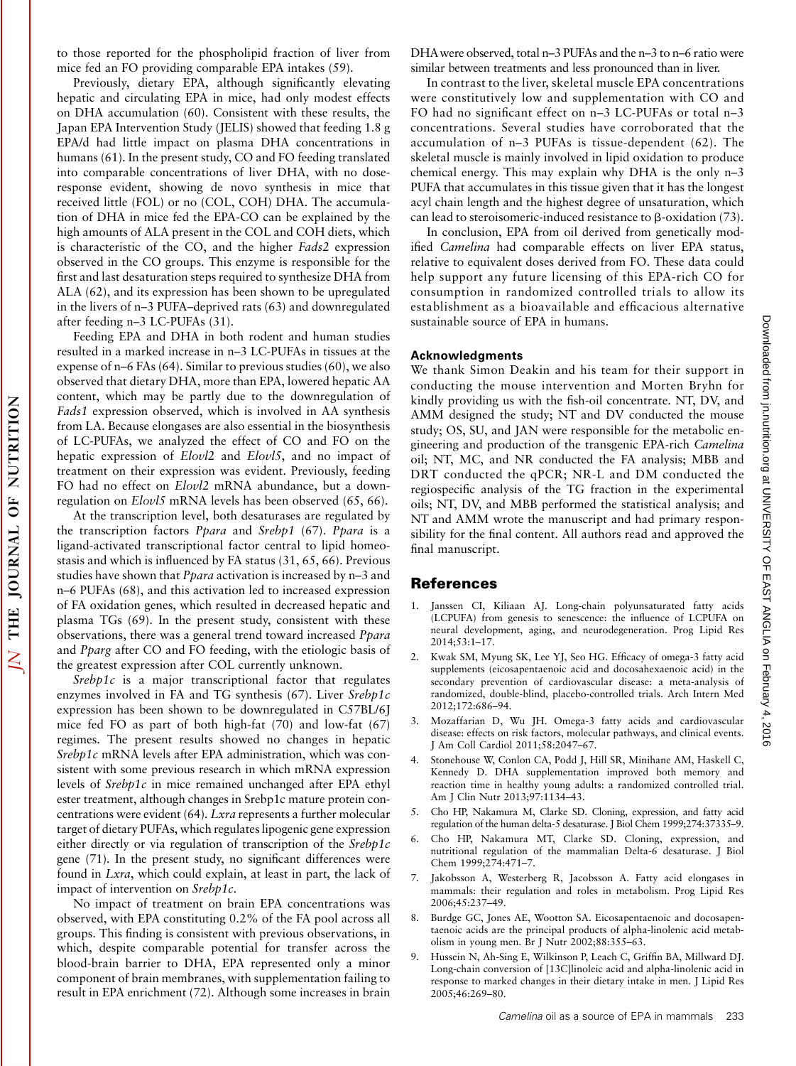to those reported for the phospholipid fraction of liver from mice fed an FO providing comparable EPA intakes (59).

Previously, dietary EPA, although significantly elevating hepatic and circulating EPA in mice, had only modest effects on DHA accumulation (60). Consistent with these results, the Japan EPA Intervention Study (JELIS) showed that feeding 1.8 g EPA/d had little impact on plasma DHA concentrations in humans (61). In the present study, CO and FO feeding translated into comparable concentrations of liver DHA, with no dose-response evident, showing de novo synthesis in mice that received little (FOL) or no (COL, COH) DHA. The accumulation of DHA in mice fed the EPA-CO can be explained by the high amounts of ALA present in the COL and COH diets, which is characteristic of the CO, and the higher *Fads2* expression observed in the CO groups. This enzyme is responsible for the first and last desaturation steps required to synthesize DHA from ALA (62), and its expression has been shown to be upregulated in the livers of n–3 PUFA–deprived rats (63) and downregulated after feeding n–3 LC-PUFAs (31).

Feeding EPA and DHA in both rodent and human studies resulted in a marked increase in n–3 LC-PUFAs in tissues at the expense of n–6 FAs (64). Similar to previous studies (60), we also observed that dietary DHA, more than EPA, lowered hepatic AA content, which may be partly due to the downregulation of *Fads1* expression observed, which is involved in AA synthesis from LA. Because elongases are also essential in the biosynthesis of LC-PUFAs, we analyzed the effect of CO and FO on the hepatic expression of *Elovl2* and *Elovl5*, and no impact of treatment on their expression was evident. Previously, feeding FO had no effect on *Elovl2* mRNA abundance, but a downregulation on *Elovl5* mRNA levels has been observed (65, 66).

At the transcription level, both desaturases are regulated by the transcription factors *Ppara* and *Srebp1* (67). *Ppara* is a ligand-activated transcriptional factor central to lipid homeostasis and which is influenced by FA status (31, 65, 66). Previous studies have shown that *Ppara* activation is increased by n–3 and n–6 PUFAs (68), and this activation led to increased expression of FA oxidation genes, which resulted in decreased hepatic and plasma TGs (69). In the present study, consistent with these observations, there was a general trend toward increased *Ppara* and *Pparg* after CO and FO feeding, with the etiologic basis of the greatest expression after COL currently unknown.

*Srebp1c* is a major transcriptional factor that regulates enzymes involved in FA and TG synthesis (67). Liver *Srebp1c* expression has been shown to be downregulated in C57BL/6J mice fed FO as part of both high-fat (70) and low-fat (67) regimes. The present results showed no changes in hepatic *Srebp1c* mRNA levels after EPA administration, which was consistent with some previous research in which mRNA expression levels of *Srebp1c* in mice remained unchanged after EPA ethyl ester treatment, although changes in Srebp1c mature protein concentrations were evident (64). *Lxra* represents a further molecular target of dietary PUFAs, which regulates lipogenic gene expression either directly or via regulation of transcription of the *Srebp1c* gene (71). In the present study, no significant differences were found in *Lxra*, which could explain, at least in part, the lack of impact of intervention on *Srebp1c*.

No impact of treatment on brain EPA concentrations was observed, with EPA constituting 0.2% of the FA pool across all groups. This finding is consistent with previous observations, in which, despite comparable potential for transfer across the blood-brain barrier to DHA, EPA represented only a minor component of brain membranes, with supplementation failing to result in EPA enrichment (72). Although some increases in brain DHA were observed, total n–3 PUFAs and the n–3 to n–6 ratio were similar between treatments and less pronounced than in liver.

In contrast to the liver, skeletal muscle EPA concentrations were constitutively low and supplementation with CO and FO had no significant effect on n–3 LC-PUFAs or total n–3 concentrations. Several studies have corroborated that the accumulation of n–3 PUFAs is tissue-dependent (62). The skeletal muscle is mainly involved in lipid oxidation to produce chemical energy. This may explain why DHA is the only n–3 PUFA that accumulates in this tissue given that it has the longest acyl chain length and the highest degree of unsaturation, which can lead to steroisomeric-induced resistance to β-oxidation (73).

In conclusion, EPA from oil derived from genetically modified *Camelina* had comparable effects on liver EPA status, relative to equivalent doses derived from FO. These data could help support any future licensing of this EPA-rich CO for consumption in randomized controlled trials to allow its establishment as a bioavailable and efficacious alternative sustainable source of EPA in humans.

### Acknowledgments

We thank Simon Deakin and his team for their support in conducting the mouse intervention and Morten Bryhn for kindly providing us with the fish-oil concentrate. NT, DV, and AMM designed the study; NT and DV conducted the mouse study; OS, SU, and JAN were responsible for the metabolic engineering and production of the transgenic EPA-rich *Camelina* oil; NT, MC, and NR conducted the FA analysis; MBB and DRT conducted the qPCR; NR-L and DM conducted the regiospecific analysis of the TG fraction in the experimental oils; NT, DV, and MBB performed the statistical analysis; and NT and AMM wrote the manuscript and had primary responsibility for the final content. All authors read and approved the final manuscript.

## References

1. Janssen CI, Kiliaan AJ. Long-chain polyunsaturated fatty acids (LCPUFA) from genesis to senescence: the influence of LCPUFA on neural development, aging, and neurodegeneration. Prog Lipid Res 2014;53:1–17.
2. Kwak SM, Myung SK, Lee YJ, Seo HG. Efficacy of omega-3 fatty acid supplements (eicosapentaenoic acid and docosahexaenoic acid) in the secondary prevention of cardiovascular disease: a meta-analysis of randomized, double-blind, placebo-controlled trials. Arch Intern Med 2012;172:686–94.
3. Mozaffarian D, Wu JH. Omega-3 fatty acids and cardiovascular disease: effects on risk factors, molecular pathways, and clinical events. J Am Coll Cardiol 2011;58:2047–67.
4. Stonehouse W, Conlon CA, Podd J, Hill SR, Minihane AM, Haskell C, Kennedy D. DHA supplementation improved both memory and reaction time in healthy young adults: a randomized controlled trial. Am J Clin Nutr 2013;97:1134–43.
5. Cho HP, Nakamura M, Clarke SD. Cloning, expression, and fatty acid regulation of the human delta-5 desaturase. J Biol Chem 1999;274:37335–9.
6. Cho HP, Nakamura MT, Clarke SD. Cloning, expression, and nutritional regulation of the mammalian Delta-6 desaturase. J Biol Chem 1999;274:471–7.
7. Jakobsson A, Westerberg R, Jacobsson A. Fatty acid elongases in mammals: their regulation and roles in metabolism. Prog Lipid Res 2006;45:237–49.
8. Burdge GC, Jones AE, Wootton SA. Eicosapentaenoic and docosapentaenoic acids are the principal products of alpha-linolenic acid metabolism in young men. Br J Nutr 2002;88:355–63.
9. Hussein N, Ah-Sing E, Wilkinson P, Leach C, Griffin BA, Millward DJ. Long-chain conversion of [13C]linoleic acid and alpha-linolenic acid in response to marked changes in their dietary intake in men. J Lipid Res 2005;46:269–80.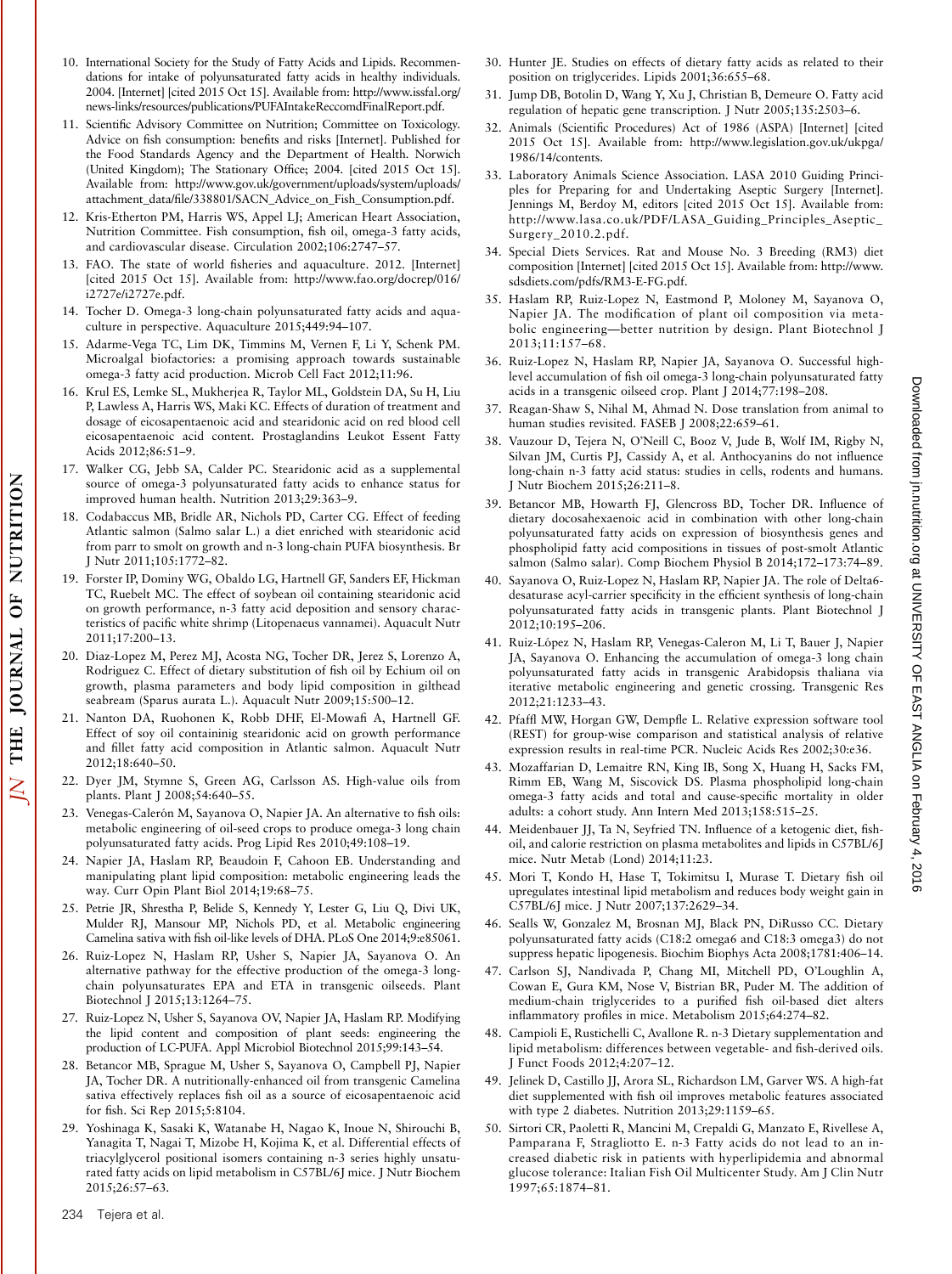10. International Society for the Study of Fatty Acids and Lipids. Recommendations for intake of polyunsaturated fatty acids in healthy individuals. 2004. [Internet] [cited 2015 Oct 15]. Available from: http://www.issfal.org/news-links/resources/publications/PUFAIntakeReccomdFinalReport.pdf.
11. Scientific Advisory Committee on Nutrition; Committee on Toxicology. Advice on fish consumption: benefits and risks [Internet]. Published for the Food Standards Agency and the Department of Health. Norwich (United Kingdom); The Stationary Office; 2004. [cited 2015 Oct 15]. Available from: http://www.gov.uk/government/uploads/system/uploads/attachment_data/file/338801/SACN_Advice_on_Fish_Consumption.pdf.
12. Kris-Etherton PM, Harris WS, Appel LJ; American Heart Association, Nutrition Committee. Fish consumption, fish oil, omega-3 fatty acids, and cardiovascular disease. Circulation 2002;106:2747–57.
13. FAO. The state of world fisheries and aquaculture. 2012. [Internet] [cited 2015 Oct 15]. Available from: http://www.fao.org/docrep/016/i2727e/i2727e.pdf.
14. Tocher D. Omega-3 long-chain polyunsaturated fatty acids and aquaculture in perspective. Aquaculture 2015;449:94–107.
15. Adarme-Vega TC, Lim DK, Timmins M, Vernen F, Li Y, Schenk PM. Microalgal biofactories: a promising approach towards sustainable omega-3 fatty acid production. Microb Cell Fact 2012;11:96.
16. Krul ES, Lemke SL, Mukherjea R, Taylor ML, Goldstein DA, Su H, Liu P, Lawless A, Harris WS, Maki KC. Effects of duration of treatment and dosage of eicosapentaenoic acid and stearidonic acid on red blood cell eicosapentaenoic acid content. Prostaglandins Leukot Essent Fatty Acids 2012;86:51–9.
17. Walker CG, Jebb SA, Calder PC. Stearidonic acid as a supplemental source of omega-3 polyunsaturated fatty acids to enhance status for improved human health. Nutrition 2013;29:363–9.
18. Codabaccus MB, Bridle AR, Nichols PD, Carter CG. Effect of feeding Atlantic salmon (Salmo salar L.) a diet enriched with stearidonic acid from parr to smolt on growth and n-3 long-chain PUFA biosynthesis. Br J Nutr 2011;105:1772–82.
19. Forster IP, Dominy WG, Obaldo LG, Hartnell GF, Sanders EF, Hickman TC, Ruebelt MC. The effect of soybean oil containing stearidonic acid on growth performance, n-3 fatty acid deposition and sensory characteristics of pacific white shrimp (Litopenaeus vannamei). Aquacult Nutr 2011;17:200–13.
20. Diaz-Lopez M, Perez MJ, Acosta NG, Tocher DR, Jerez S, Lorenzo A, Rodriguez C. Effect of dietary substitution of fish oil by Echium oil on growth, plasma parameters and body lipid composition in gilthead seabream (Sparus aurata L.). Aquacult Nutr 2009;15:500–12.
21. Nanton DA, Ruohonen K, Robb DHF, El-Mowafi A, Hartnell GF. Effect of soy oil containinig stearidonic acid on growth performance and fillet fatty acid composition in Atlantic salmon. Aquacult Nutr 2012;18:640–50.
22. Dyer JM, Stymne S, Green AG, Carlsson AS. High-value oils from plants. Plant J 2008;54:640–55.
23. Venegas-Calerón M, Sayanova O, Napier JA. An alternative to fish oils: metabolic engineering of oil-seed crops to produce omega-3 long chain polyunsaturated fatty acids. Prog Lipid Res 2010;49:108–19.
24. Napier JA, Haslam RP, Beaudoin F, Cahoon EB. Understanding and manipulating plant lipid composition: metabolic engineering leads the way. Curr Opin Plant Biol 2014;19:68–75.
25. Petrie JR, Shrestha P, Belide S, Kennedy Y, Lester G, Liu Q, Divi UK, Mulder RJ, Mansour MP, Nichols PD, et al. Metabolic engineering Camelina sativa with fish oil-like levels of DHA. PLoS One 2014;9:e85061.
26. Ruiz-Lopez N, Haslam RP, Usher S, Napier JA, Sayanova O. An alternative pathway for the effective production of the omega-3 long-chain polyunsaturates EPA and ETA in transgenic oilseeds. Plant Biotechnol J 2015;13:1264–75.
27. Ruiz-Lopez N, Usher S, Sayanova OV, Napier JA, Haslam RP. Modifying the lipid content and composition of plant seeds: engineering the production of LC-PUFA. Appl Microbiol Biotechnol 2015;99:143–54.
28. Betancor MB, Sprague M, Usher S, Sayanova O, Campbell PJ, Napier JA, Tocher DR. A nutritionally-enhanced oil from transgenic Camelina sativa effectively replaces fish oil as a source of eicosapentaenoic acid for fish. Sci Rep 2015;5:8104.
29. Yoshinaga K, Sasaki K, Watanabe H, Nagao K, Inoue N, Shirouchi B, Yanagita T, Nagai T, Mizobe H, Kojima K, et al. Differential effects of triacylglycerol positional isomers containing n-3 series highly unsaturated fatty acids on lipid metabolism in C57BL/6J mice. J Nutr Biochem 2015;26:57–63.
30. Hunter JE. Studies on effects of dietary fatty acids as related to their position on triglycerides. Lipids 2001;36:655–68.
31. Jump DB, Botolin D, Wang Y, Xu J, Christian B, Demeure O. Fatty acid regulation of hepatic gene transcription. J Nutr 2005;135:2503–6.
32. Animals (Scientific Procedures) Act of 1986 (ASPA) [Internet] [cited 2015 Oct 15]. Available from: http://www.legislation.gov.uk/ukpga/1986/14/contents.
33. Laboratory Animals Science Association. LASA 2010 Guiding Principles for Preparing for and Undertaking Aseptic Surgery [Internet]. Jennings M, Berdoy M, editors [cited 2015 Oct 15]. Available from: http://www.lasa.co.uk/PDF/LASA_Guiding_Principles_Aseptic_Surgery_2010.2.pdf.
34. Special Diets Services. Rat and Mouse No. 3 Breeding (RM3) diet composition [Internet] [cited 2015 Oct 15]. Available from: http://www.sdsdiets.com/pdfs/RM3-E-FG.pdf.
35. Haslam RP, Ruiz-Lopez N, Eastmond P, Moloney M, Sayanova O, Napier JA. The modification of plant oil composition via metabolic engineering—better nutrition by design. Plant Biotechnol J 2013;11:157–68.
36. Ruiz-Lopez N, Haslam RP, Napier JA, Sayanova O. Successful high-level accumulation of fish oil omega-3 long-chain polyunsaturated fatty acids in a transgenic oilseed crop. Plant J 2014;77:198–208.
37. Reagan-Shaw S, Nihal M, Ahmad N. Dose translation from animal to human studies revisited. FASEB J 2008;22:659–61.
38. Vauzour D, Tejera N, O'Neill C, Booz V, Jude B, Wolf IM, Rigby N, Silvan JM, Curtis PJ, Cassidy A, et al. Anthocyanins do not influence long-chain n-3 fatty acid status: studies in cells, rodents and humans. J Nutr Biochem 2015;26:211–8.
39. Betancor MB, Howarth FJ, Glencross BD, Tocher DR. Influence of dietary docosahexaenoic acid in combination with other long-chain polyunsaturated fatty acids on expression of biosynthesis genes and phospholipid fatty acid compositions in tissues of post-smolt Atlantic salmon (Salmo salar). Comp Biochem Physiol B 2014;172–173:74–89.
40. Sayanova O, Ruiz-Lopez N, Haslam RP, Napier JA. The role of Delta6-desaturase acyl-carrier specificity in the efficient synthesis of long-chain polyunsaturated fatty acids in transgenic plants. Plant Biotechnol J 2012;10:195–206.
41. Ruiz-López N, Haslam RP, Venegas-Caleron M, Li T, Bauer J, Napier JA, Sayanova O. Enhancing the accumulation of omega-3 long chain polyunsaturated fatty acids in transgenic Arabidopsis thaliana via iterative metabolic engineering and genetic crossing. Transgenic Res 2012;21:1233–43.
42. Pfaffl MW, Horgan GW, Dempfle L. Relative expression software tool (REST) for group-wise comparison and statistical analysis of relative expression results in real-time PCR. Nucleic Acids Res 2002;30:e36.
43. Mozaffarian D, Lemaitre RN, King IB, Song X, Huang H, Sacks FM, Rimm EB, Wang M, Siscovick DS. Plasma phospholipid long-chain omega-3 fatty acids and total and cause-specific mortality in older adults: a cohort study. Ann Intern Med 2013;158:515–25.
44. Meidenbauer JJ, Ta N, Seyfried TN. Influence of a ketogenic diet, fish-oil, and calorie restriction on plasma metabolites and lipids in C57BL/6J mice. Nutr Metab (Lond) 2014;11:23.
45. Mori T, Kondo H, Hase T, Tokimitsu I, Murase T. Dietary fish oil upregulates intestinal lipid metabolism and reduces body weight gain in C57BL/6J mice. J Nutr 2007;137:2629–34.
46. Sealls W, Gonzalez M, Brosnan MJ, Black PN, DiRusso CC. Dietary polyunsaturated fatty acids (C18:2 omega6 and C18:3 omega3) do not suppress hepatic lipogenesis. Biochim Biophys Acta 2008;1781:406–14.
47. Carlson SJ, Nandivada P, Chang MI, Mitchell PD, O'Loughlin A, Cowan E, Gura KM, Nose V, Bistrian BR, Puder M. The addition of medium-chain triglycerides to a purified fish oil-based diet alters inflammatory profiles in mice. Metabolism 2015;64:274–82.
48. Campioli E, Rustichelli C, Avallone R. n-3 Dietary supplementation and lipid metabolism: differences between vegetable- and fish-derived oils. J Funct Foods 2012;4:207–12.
49. Jelinek D, Castillo JJ, Arora SL, Richardson LM, Garver WS. A high-fat diet supplemented with fish oil improves metabolic features associated with type 2 diabetes. Nutrition 2013;29:1159–65.
50. Sirtori CR, Paoletti R, Mancini M, Crepaldi G, Manzato E, Rivellese A, Pamparana F, Stragliotto E. n-3 Fatty acids do not lead to an increased diabetic risk in patients with hyperlipidemia and abnormal glucose tolerance: Italian Fish Oil Multicenter Study. Am J Clin Nutr 1997;65:1874–81.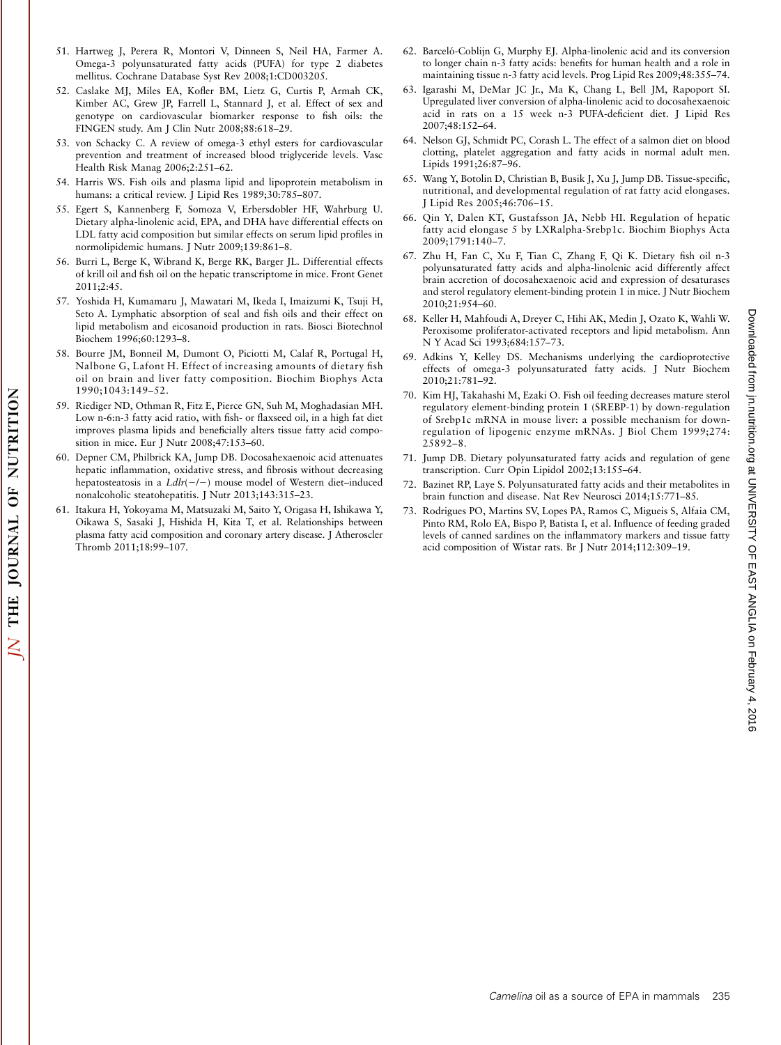51. Hartweg J, Perera R, Montori V, Dinneen S, Neil HA, Farmer A. Omega-3 polyunsaturated fatty acids (PUFA) for type 2 diabetes mellitus. Cochrane Database Syst Rev 2008;1:CD003205.
52. Caslake MJ, Miles EA, Kofler BM, Lietz G, Curtis P, Armah CK, Kimber AC, Grew JP, Farrell L, Stannard J, et al. Effect of sex and genotype on cardiovascular biomarker response to fish oils: the FINGEN study. Am J Clin Nutr 2008;88:618–29.
53. von Schacky C. A review of omega-3 ethyl esters for cardiovascular prevention and treatment of increased blood triglyceride levels. Vasc Health Risk Manag 2006;2:251–62.
54. Harris WS. Fish oils and plasma lipid and lipoprotein metabolism in humans: a critical review. J Lipid Res 1989;30:785–807.
55. Egert S, Kannenberg F, Somoza V, Erbersdobler HF, Wahrburg U. Dietary alpha-linolenic acid, EPA, and DHA have differential effects on LDL fatty acid composition but similar effects on serum lipid profiles in normolipidemic humans. J Nutr 2009;139:861–8.
56. Burri L, Berge K, Wibrand K, Berge RK, Barger JL. Differential effects of krill oil and fish oil on the hepatic transcriptome in mice. Front Genet 2011;2:45.
57. Yoshida H, Kumamaru J, Mawatari M, Ikeda I, Imaizumi K, Tsuji H, Seto A. Lymphatic absorption of seal and fish oils and their effect on lipid metabolism and eicosanoid production in rats. Biosci Biotechnol Biochem 1996;60:1293–8.
58. Bourre JM, Bonneil M, Dumont O, Piciotti M, Calaf R, Portugal H, Nalbone G, Lafont H. Effect of increasing amounts of dietary fish oil on brain and liver fatty composition. Biochim Biophys Acta 1990;1043:149–52.
59. Riediger ND, Othman R, Fitz E, Pierce GN, Suh M, Moghadasian MH. Low n-6:n-3 fatty acid ratio, with fish- or flaxseed oil, in a high fat diet improves plasma lipids and beneficially alters tissue fatty acid composition in mice. Eur J Nutr 2008;47:153–60.
60. Depner CM, Philbrick KA, Jump DB. Docosahexaenoic acid attenuates hepatic inflammation, oxidative stress, and fibrosis without decreasing hepatosteatosis in a *Ldlr*(−/−) mouse model of Western diet–induced nonalcoholic steatohepatitis. J Nutr 2013;143:315–23.
61. Itakura H, Yokoyama M, Matsuzaki M, Saito Y, Origasa H, Ishikawa Y, Oikawa S, Sasaki J, Hishida H, Kita T, et al. Relationships between plasma fatty acid composition and coronary artery disease. J Atheroscler Thromb 2011;18:99–107.
62. Barceló-Coblijn G, Murphy EJ. Alpha-linolenic acid and its conversion to longer chain n-3 fatty acids: benefits for human health and a role in maintaining tissue n-3 fatty acid levels. Prog Lipid Res 2009;48:355–74.
63. Igarashi M, DeMar JC Jr., Ma K, Chang L, Bell JM, Rapoport SI. Upregulated liver conversion of alpha-linolenic acid to docosahexaenoic acid in rats on a 15 week n-3 PUFA-deficient diet. J Lipid Res 2007;48:152–64.
64. Nelson GJ, Schmidt PC, Corash L. The effect of a salmon diet on blood clotting, platelet aggregation and fatty acids in normal adult men. Lipids 1991;26:87–96.
65. Wang Y, Botolin D, Christian B, Busik J, Xu J, Jump DB. Tissue-specific, nutritional, and developmental regulation of rat fatty acid elongases. J Lipid Res 2005;46:706–15.
66. Qin Y, Dalen KT, Gustafsson JA, Nebb HI. Regulation of hepatic fatty acid elongase 5 by LXRalpha-Srebp1c. Biochim Biophys Acta 2009;1791:140–7.
67. Zhu H, Fan C, Xu F, Tian C, Zhang F, Qi K. Dietary fish oil n-3 polyunsaturated fatty acids and alpha-linolenic acid differently affect brain accretion of docosahexaenoic acid and expression of desaturases and sterol regulatory element-binding protein 1 in mice. J Nutr Biochem 2010;21:954–60.
68. Keller H, Mahfoudi A, Dreyer C, Hihi AK, Medin J, Ozato K, Wahli W. Peroxisome proliferator-activated receptors and lipid metabolism. Ann N Y Acad Sci 1993;684:157–73.
69. Adkins Y, Kelley DS. Mechanisms underlying the cardioprotective effects of omega-3 polyunsaturated fatty acids. J Nutr Biochem 2010;21:781–92.
70. Kim HJ, Takahashi M, Ezaki O. Fish oil feeding decreases mature sterol regulatory element-binding protein 1 (SREBP-1) by down-regulation of Srebp1c mRNA in mouse liver: a possible mechanism for down-regulation of lipogenic enzyme mRNAs. J Biol Chem 1999;274:25892–8.
71. Jump DB. Dietary polyunsaturated fatty acids and regulation of gene transcription. Curr Opin Lipidol 2002;13:155–64.
72. Bazinet RP, Laye S. Polyunsaturated fatty acids and their metabolites in brain function and disease. Nat Rev Neurosci 2014;15:771–85.
73. Rodrigues PO, Martins SV, Lopes PA, Ramos C, Migueis S, Alfaia CM, Pinto RM, Rolo EA, Bispo P, Batista I, et al. Influence of feeding graded levels of canned sardines on the inflammatory markers and tissue fatty acid composition of Wistar rats. Br J Nutr 2014;112:309–19.